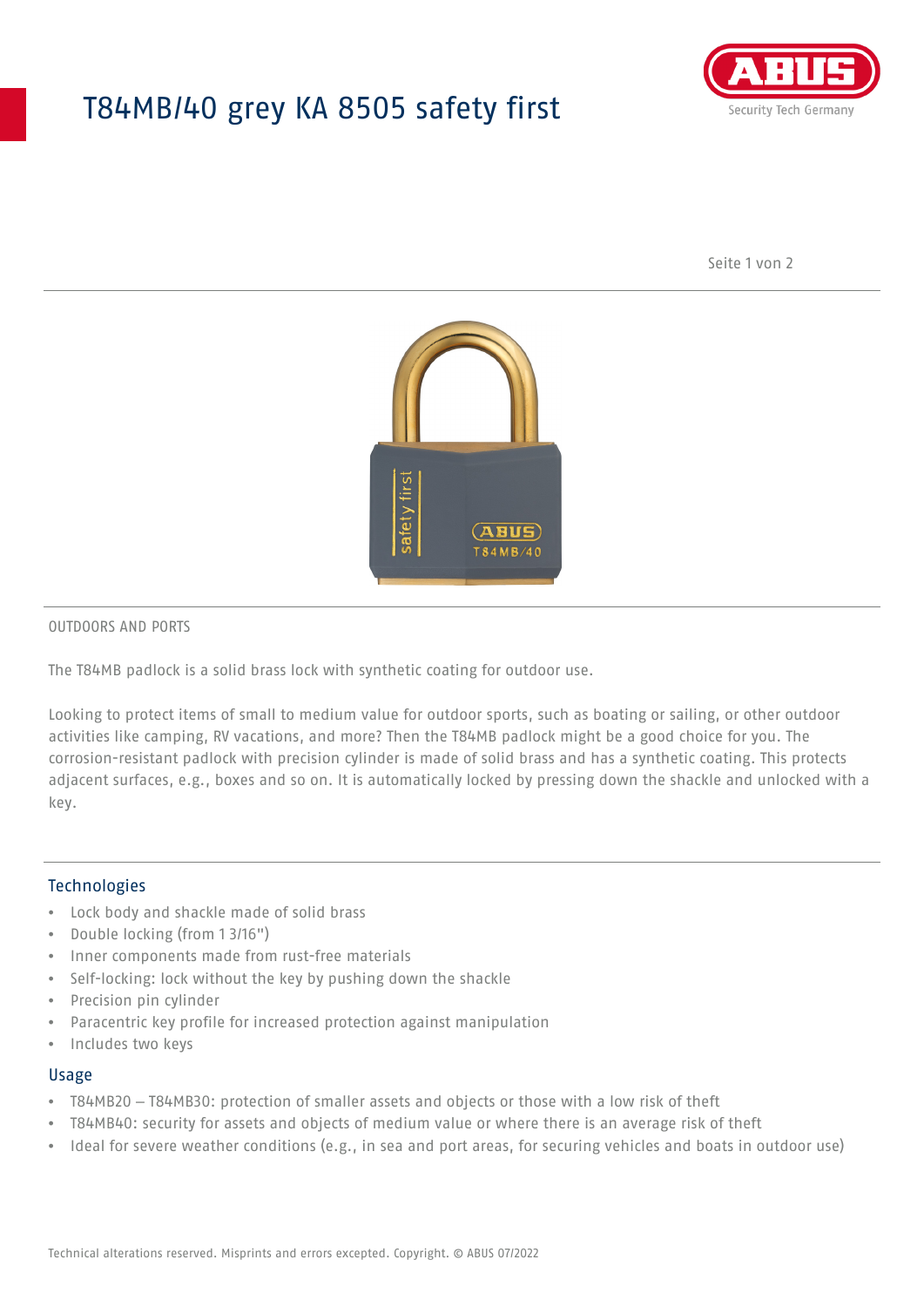# T84MB/40 grey KA 8505 safety first

OUTDOORS AND PORTS

The T84MB padlock is a solid brass lock with synthetic coating for outdoor use.

Looking to protect items of small to medium value for outdoor sports, such as boating or sailing, or other outdoor activities like camping, RV vacations, and more? Then the T84MB padlock might be a good choice for you. The corrosion-resistant padlock with precision cylinder is made of solid brass and has a synthetic coating. This protects adjacent surfaces, e.g., boxes and so on. It is automatically locked by pressing down the shackle and unlocked with a key.

## Technologies

- Lock body and shackle made of solid brass
- Double locking (from 1 3/16")
- Inner components made from rust-free materials
- Self-locking: lock without the key by pushing down the shackle
- Precision pin cylinder
- Paracentric key profile for increased protection against manipulation
- Includes two keys

## Usage

- T84MB20 – T84MB30: protection of smaller assets and objects or those with a low risk of theft
- T84MB40: security for assets and objects of medium value or where there is an average risk of theft
- Ideal for severe weather conditions (e.g., in sea and port areas, for securing vehicles and boats in outdoor use)

Technical alterations reserved. Misprints and errors excepted. Copyright. © ABUS 07/2022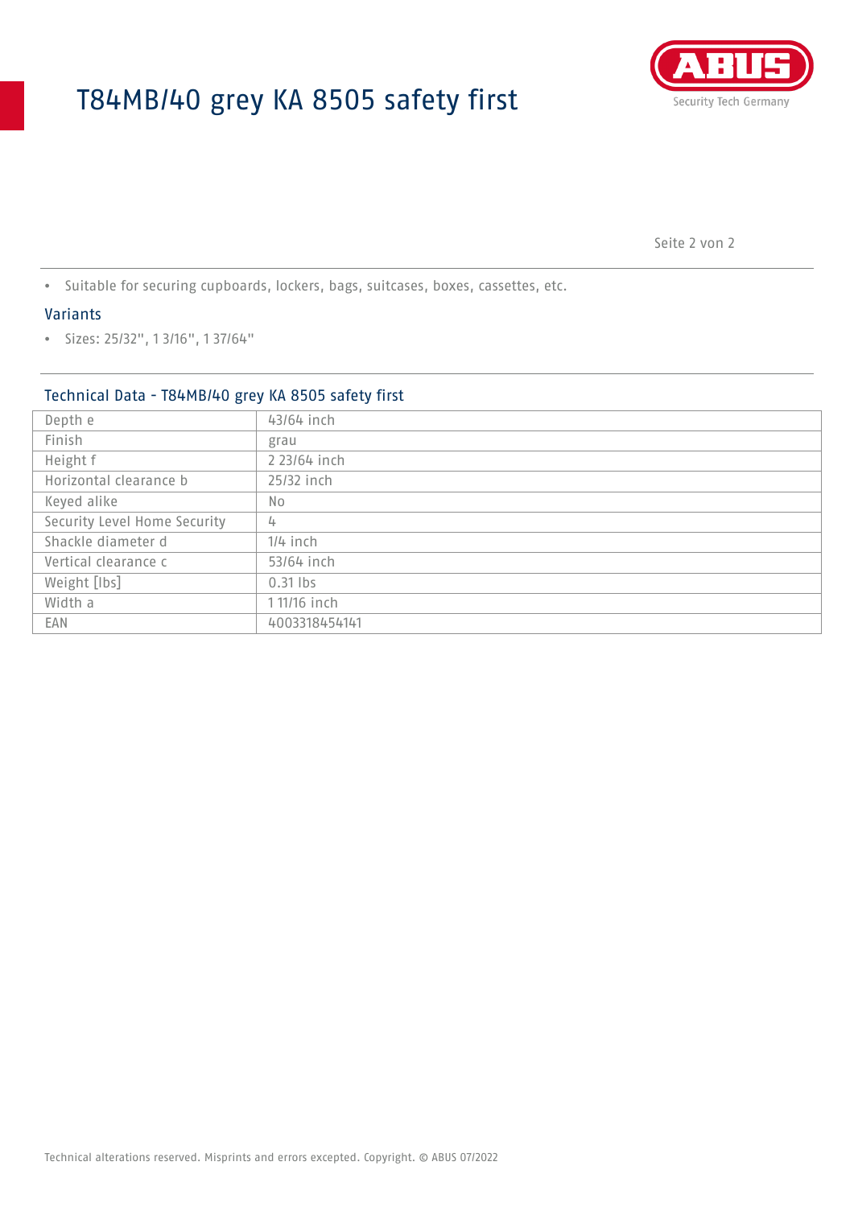- Suitable for securing cupboards, lockers, bags, suitcases, boxes, cassettes, etc.

## Variants

- Sizes: 25/32", 1 3/16", 1 37/64"

## Technical Data - T84MB/40 grey KA 8505 safety first

| | |
|---|---|
| Depth e | 43/64 inch |
| Finish | grau |
| Height f | 2 23/64 inch |
| Horizontal clearance b | 25/32 inch |
| Keyed alike | No |
| Security Level Home Security | 4 |
| Shackle diameter d | 1/4 inch |
| Vertical clearance c | 53/64 inch |
| Weight [lbs] | 0.31 lbs |
| Width a | 1 11/16 inch |
| EAN | 4003318454141 |

Technical alterations reserved. Misprints and errors excepted. Copyright. © ABUS 07/2022